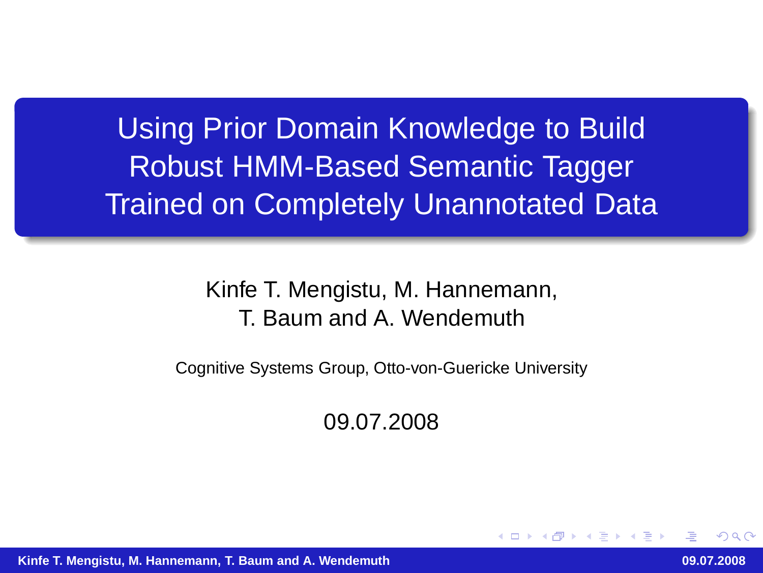# Using Prior Domain Knowledge to Build Robust HMM-Based Semantic Tagger Trained on Completely Unannotated Data

Kinfe T. Mengistu, M. Hannemann,
T. Baum and A. Wendemuth

Cognitive Systems Group, Otto-von-Guericke University

09.07.2008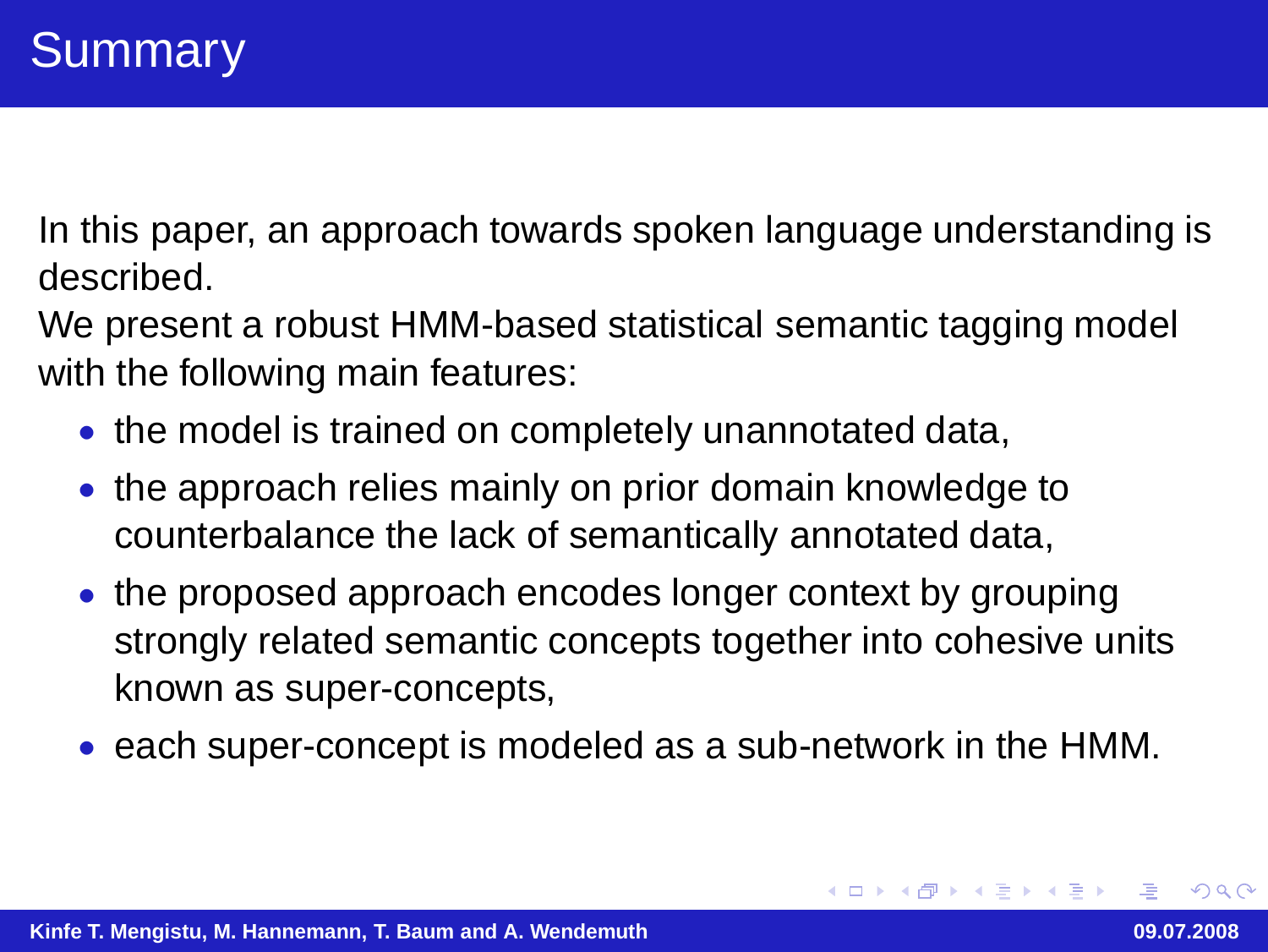# Summary

In this paper, an approach towards spoken language understanding is described.
We present a robust HMM-based statistical semantic tagging model with the following main features:

- the model is trained on completely unannotated data,
- the approach relies mainly on prior domain knowledge to counterbalance the lack of semantically annotated data,
- the proposed approach encodes longer context by grouping strongly related semantic concepts together into cohesive units known as super-concepts,
- each super-concept is modeled as a sub-network in the HMM.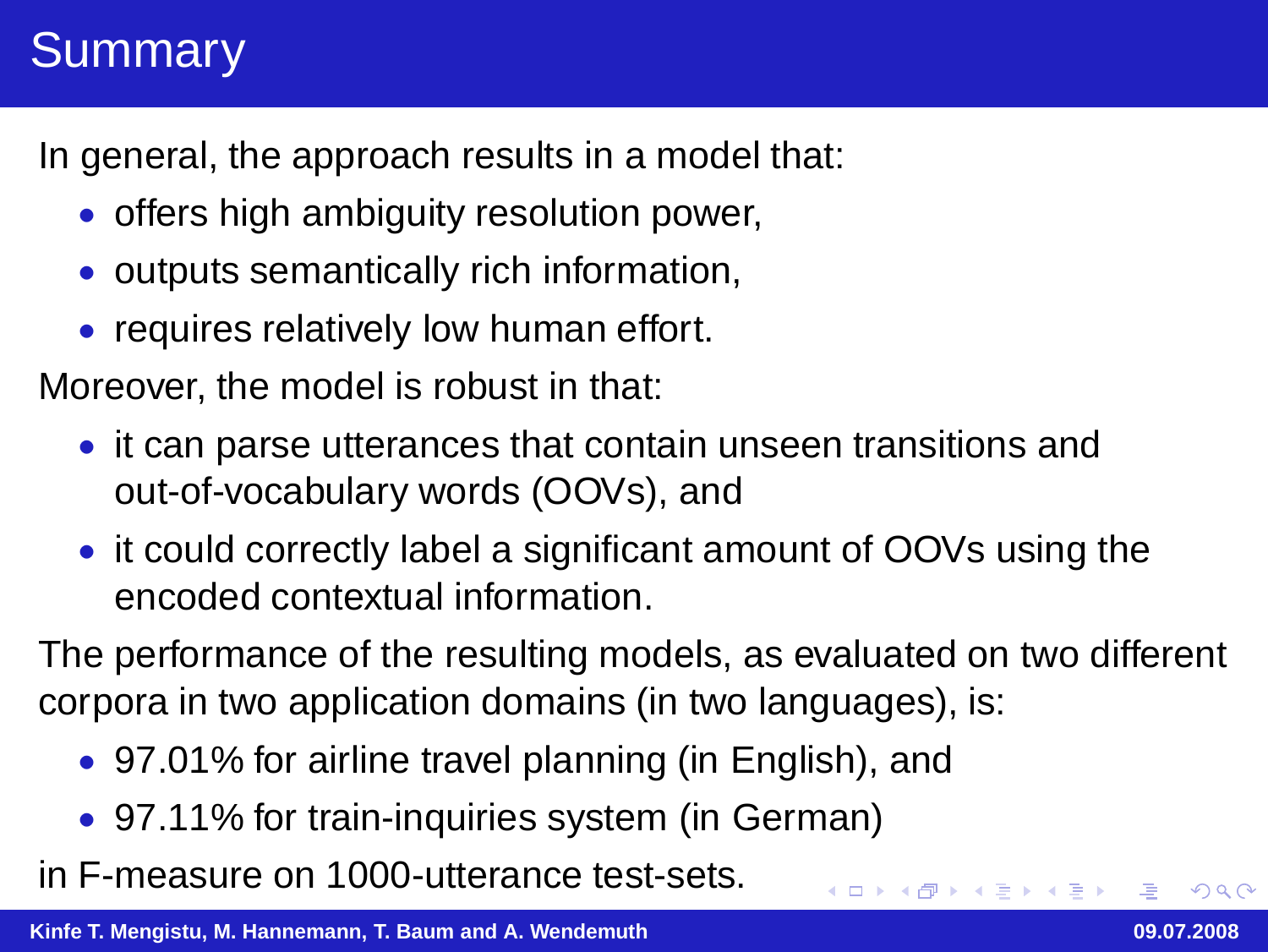# Summary

In general, the approach results in a model that:

- offers high ambiguity resolution power,
- outputs semantically rich information,
- requires relatively low human effort.

Moreover, the model is robust in that:

- it can parse utterances that contain unseen transitions and out-of-vocabulary words (OOVs), and
- it could correctly label a significant amount of OOVs using the encoded contextual information.

The performance of the resulting models, as evaluated on two different corpora in two application domains (in two languages), is:

- 97.01% for airline travel planning (in English), and
- 97.11% for train-inquiries system (in German)

in F-measure on 1000-utterance test-sets.